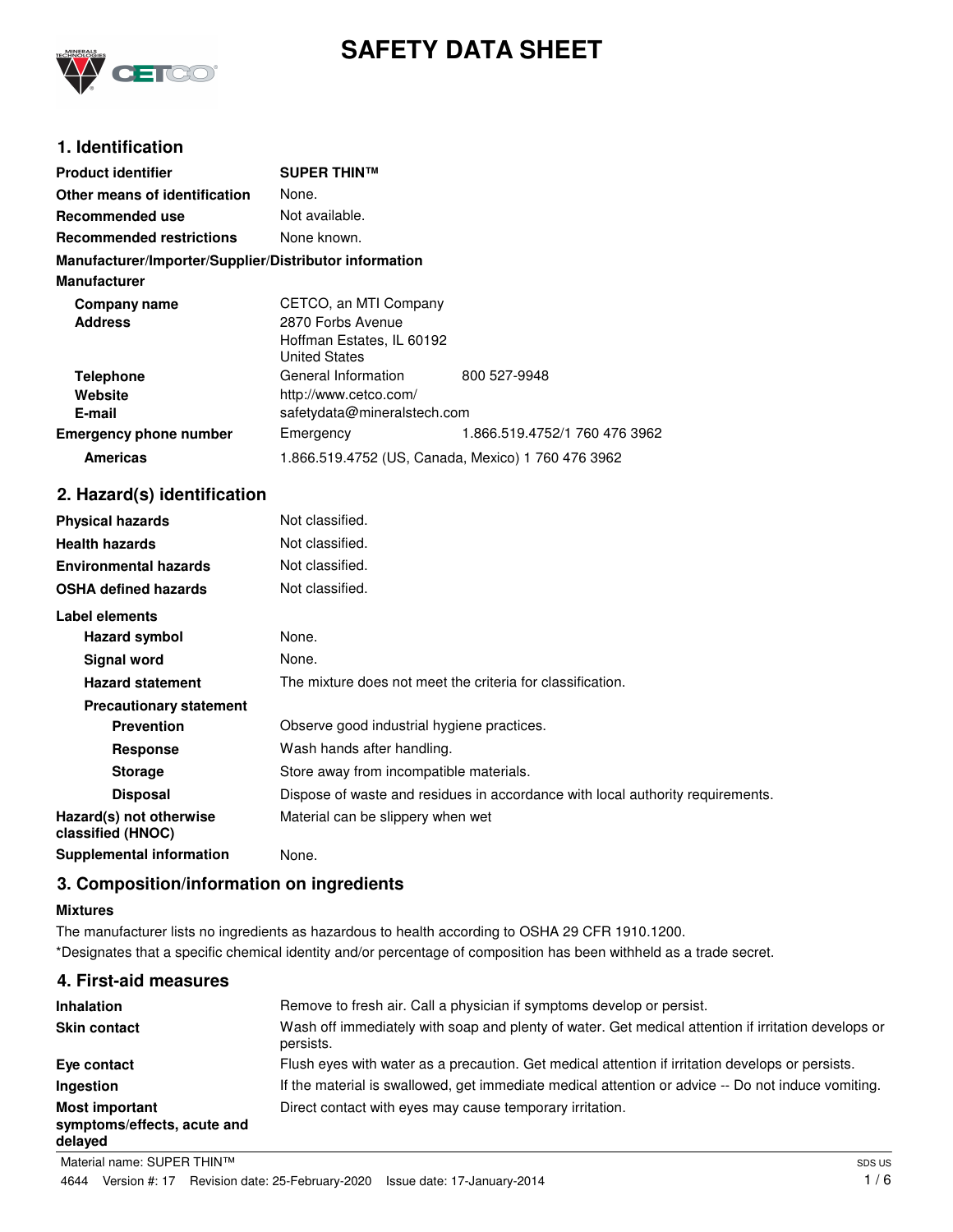# SAFETY DATA SHEET

## 1. Identification

| | | |
|---|---|---|
| **Product identifier** | **SUPER THIN™** | |
| **Other means of identification** | None. | |
| **Recommended use** | Not available. | |
| **Recommended restrictions** | None known. | |

**Manufacturer/Importer/Supplier/Distributor information**

**Manufacturer**

| | | |
|---|---|---|
| **Company name** | CETCO, an MTI Company | |
| **Address** | 2870 Forbs Avenue<br>Hoffman Estates, IL 60192<br>United States | |
| **Telephone** | General Information | 800 527-9948 |
| **Website** | http://www.cetco.com/ | |
| **E-mail** | safetydata@mineralstech.com | |
| **Emergency phone number** | Emergency | 1.866.519.4752/1 760 476 3962 |
| **Americas** | 1.866.519.4752 (US, Canada, Mexico) 1 760 476 3962 | |

## 2. Hazard(s) identification

| | |
|---|---|
| **Physical hazards** | Not classified. |
| **Health hazards** | Not classified. |
| **Environmental hazards** | Not classified. |
| **OSHA defined hazards** | Not classified. |

**Label elements**

| | |
|---|---|
| **Hazard symbol** | None. |
| **Signal word** | None. |
| **Hazard statement** | The mixture does not meet the criteria for classification. |
| **Precautionary statement** | |
| **Prevention** | Observe good industrial hygiene practices. |
| **Response** | Wash hands after handling. |
| **Storage** | Store away from incompatible materials. |
| **Disposal** | Dispose of waste and residues in accordance with local authority requirements. |
| **Hazard(s) not otherwise classified (HNOC)** | Material can be slippery when wet |
| **Supplemental information** | None. |

## 3. Composition/information on ingredients

**Mixtures**

The manufacturer lists no ingredients as hazardous to health according to OSHA 29 CFR 1910.1200.

*Designates that a specific chemical identity and/or percentage of composition has been withheld as a trade secret.

## 4. First-aid measures

| | |
|---|---|
| **Inhalation** | Remove to fresh air. Call a physician if symptoms develop or persist. |
| **Skin contact** | Wash off immediately with soap and plenty of water. Get medical attention if irritation develops or persists. |
| **Eye contact** | Flush eyes with water as a precaution. Get medical attention if irritation develops or persists. |
| **Ingestion** | If the material is swallowed, get immediate medical attention or advice -- Do not induce vomiting. |
| **Most important symptoms/effects, acute and delayed** | Direct contact with eyes may cause temporary irritation. |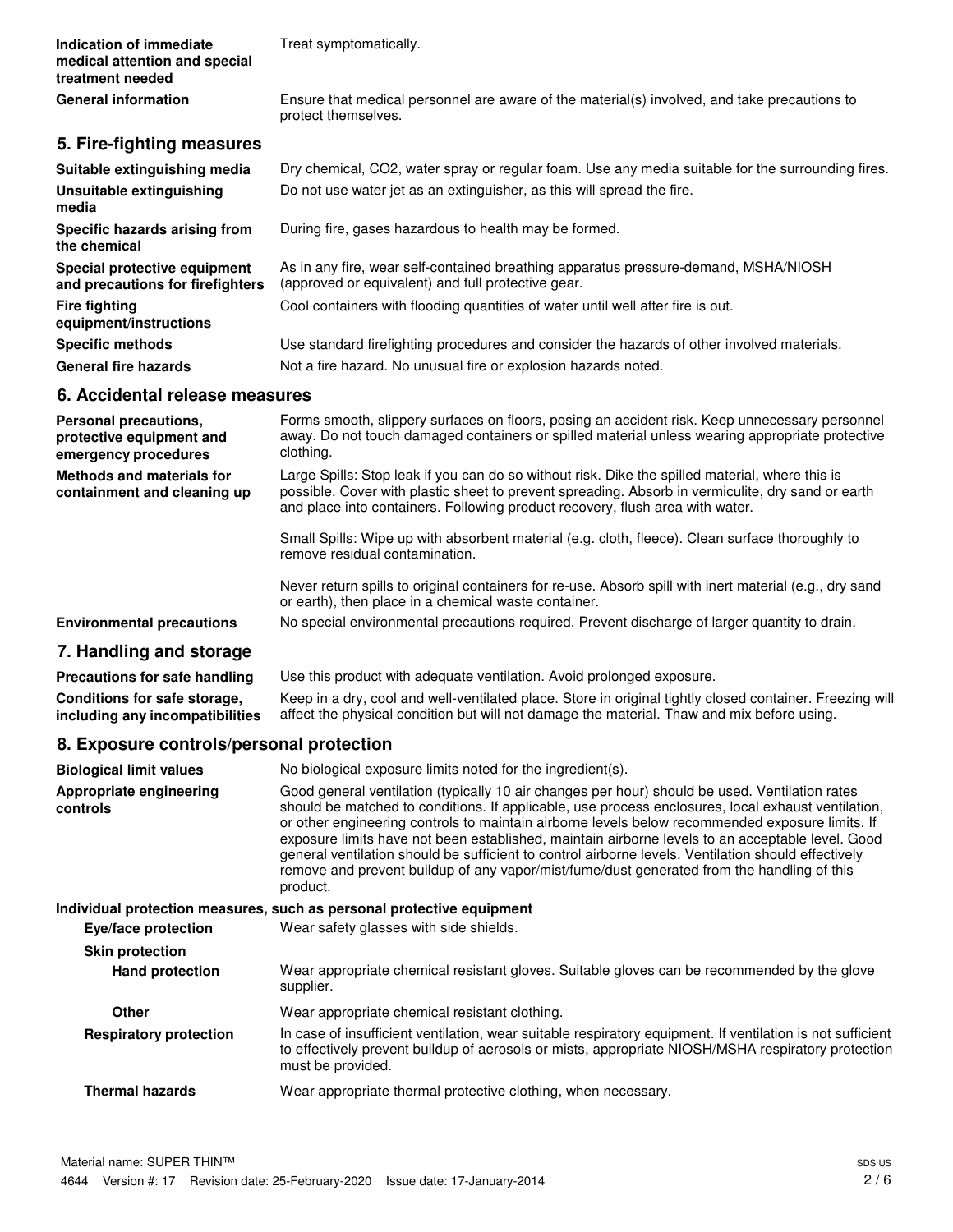| | |
|---|---|
| **Indication of immediate medical attention and special treatment needed** | Treat symptomatically. |
| **General information** | Ensure that medical personnel are aware of the material(s) involved, and take precautions to protect themselves. |

## 5. Fire-fighting measures

| | |
|---|---|
| **Suitable extinguishing media** | Dry chemical, $CO_2$, water spray or regular foam. Use any media suitable for the surrounding fires. |
| **Unsuitable extinguishing media** | Do not use water jet as an extinguisher, as this will spread the fire. |
| **Specific hazards arising from the chemical** | During fire, gases hazardous to health may be formed. |
| **Special protective equipment and precautions for firefighters** | As in any fire, wear self-contained breathing apparatus pressure-demand, MSHA/NIOSH (approved or equivalent) and full protective gear. |
| **Fire fighting equipment/instructions** | Cool containers with flooding quantities of water until well after fire is out. |
| **Specific methods** | Use standard firefighting procedures and consider the hazards of other involved materials. |
| **General fire hazards** | Not a fire hazard. No unusual fire or explosion hazards noted. |

## 6. Accidental release measures

| | |
|---|---|
| **Personal precautions, protective equipment and emergency procedures** | Forms smooth, slippery surfaces on floors, posing an accident risk. Keep unnecessary personnel away. Do not touch damaged containers or spilled material unless wearing appropriate protective clothing. |
| **Methods and materials for containment and cleaning up** | Large Spills: Stop leak if you can do so without risk. Dike the spilled material, where this is possible. Cover with plastic sheet to prevent spreading. Absorb in vermiculite, dry sand or earth and place into containers. Following product recovery, flush area with water.<br><br>Small Spills: Wipe up with absorbent material (e.g. cloth, fleece). Clean surface thoroughly to remove residual contamination.<br><br>Never return spills to original containers for re-use. Absorb spill with inert material (e.g., dry sand or earth), then place in a chemical waste container. |
| **Environmental precautions** | No special environmental precautions required. Prevent discharge of larger quantity to drain. |

## 7. Handling and storage

| | |
|---|---|
| **Precautions for safe handling** | Use this product with adequate ventilation. Avoid prolonged exposure. |
| **Conditions for safe storage, including any incompatibilities** | Keep in a dry, cool and well-ventilated place. Store in original tightly closed container. Freezing will affect the physical condition but will not damage the material. Thaw and mix before using. |

## 8. Exposure controls/personal protection

| | |
|---|---|
| **Biological limit values** | No biological exposure limits noted for the ingredient(s). |
| **Appropriate engineering controls** | Good general ventilation (typically 10 air changes per hour) should be used. Ventilation rates should be matched to conditions. If applicable, use process enclosures, local exhaust ventilation, or other engineering controls to maintain airborne levels below recommended exposure limits. If exposure limits have not been established, maintain airborne levels to an acceptable level. Good general ventilation should be sufficient to control airborne levels. Ventilation should effectively remove and prevent buildup of any vapor/mist/fume/dust generated from the handling of this product. |

**Individual protection measures, such as personal protective equipment**

| | |
|---|---|
| **Eye/face protection** | Wear safety glasses with side shields. |
| **Skin protection** | |
| **Hand protection** | Wear appropriate chemical resistant gloves. Suitable gloves can be recommended by the glove supplier. |
| **Other** | Wear appropriate chemical resistant clothing. |
| **Respiratory protection** | In case of insufficient ventilation, wear suitable respiratory equipment. If ventilation is not sufficient to effectively prevent buildup of aerosols or mists, appropriate NIOSH/MSHA respiratory protection must be provided. |
| **Thermal hazards** | Wear appropriate thermal protective clothing, when necessary. |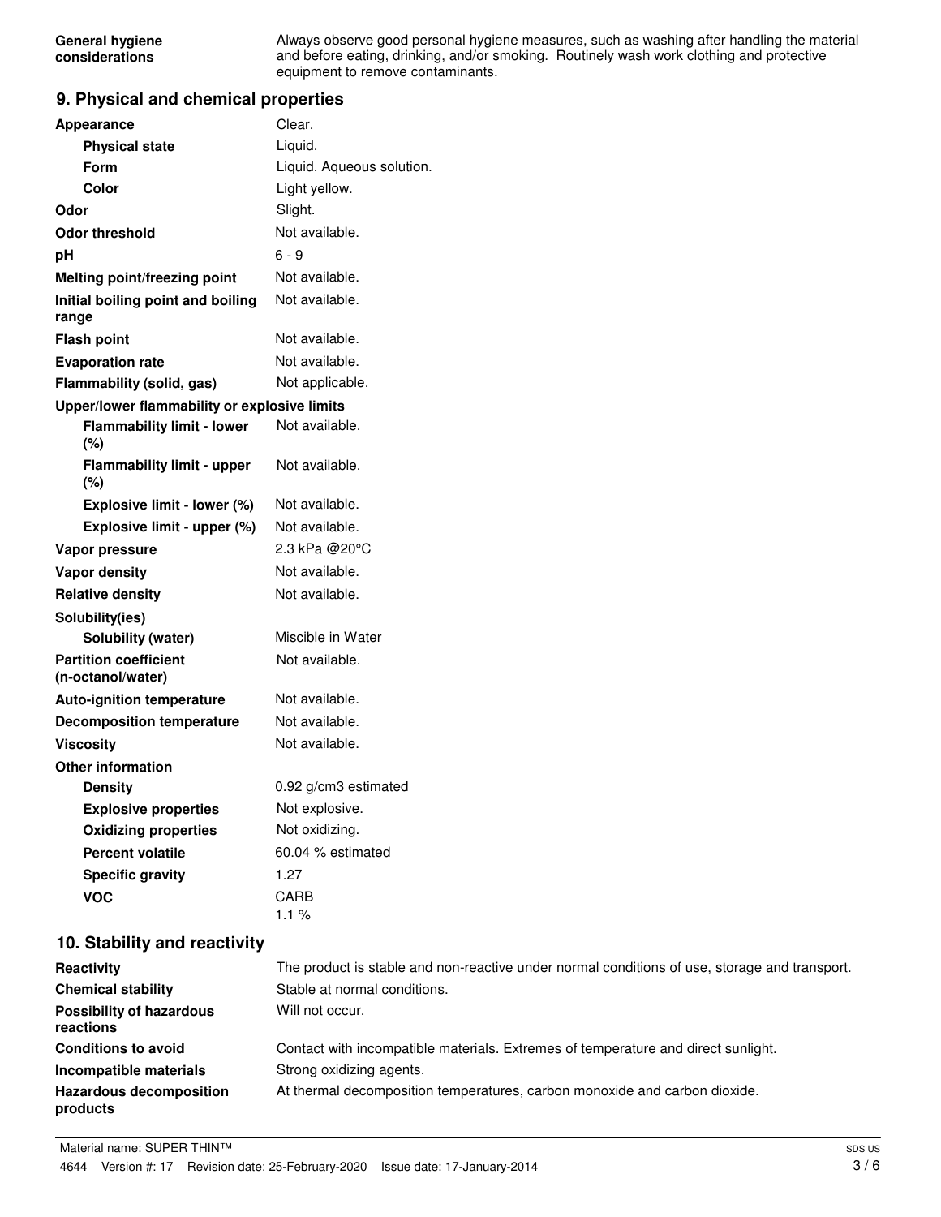| | |
|---|---|
| **General hygiene considerations** | Always observe good personal hygiene measures, such as washing after handling the material and before eating, drinking, and/or smoking. Routinely wash work clothing and protective equipment to remove contaminants. |

## 9. Physical and chemical properties

| | |
|---|---|
| **Appearance** | Clear. |
| **Physical state** | Liquid. |
| **Form** | Liquid. Aqueous solution. |
| **Color** | Light yellow. |
| **Odor** | Slight. |
| **Odor threshold** | Not available. |
| **pH** | 6 - 9 |
| **Melting point/freezing point** | Not available. |
| **Initial boiling point and boiling range** | Not available. |
| **Flash point** | Not available. |
| **Evaporation rate** | Not available. |
| **Flammability (solid, gas)** | Not applicable. |
| **Upper/lower flammability or explosive limits** | |
| **Flammability limit - lower (%)** | Not available. |
| **Flammability limit - upper (%)** | Not available. |
| **Explosive limit - lower (%)** | Not available. |
| **Explosive limit - upper (%)** | Not available. |
| **Vapor pressure** | 2.3 kPa @20°C |
| **Vapor density** | Not available. |
| **Relative density** | Not available. |
| **Solubility(ies)** | |
| **Solubility (water)** | Miscible in Water |
| **Partition coefficient (n-octanol/water)** | Not available. |
| **Auto-ignition temperature** | Not available. |
| **Decomposition temperature** | Not available. |
| **Viscosity** | Not available. |
| **Other information** | |
| **Density** | 0.92 g/cm3 estimated |
| **Explosive properties** | Not explosive. |
| **Oxidizing properties** | Not oxidizing. |
| **Percent volatile** | 60.04 % estimated |
| **Specific gravity** | 1.27 |
| **VOC** | CARB 1.1 % |

## 10. Stability and reactivity

| | |
|---|---|
| **Reactivity** | The product is stable and non-reactive under normal conditions of use, storage and transport. |
| **Chemical stability** | Stable at normal conditions. |
| **Possibility of hazardous reactions** | Will not occur. |
| **Conditions to avoid** | Contact with incompatible materials. Extremes of temperature and direct sunlight. |
| **Incompatible materials** | Strong oxidizing agents. |
| **Hazardous decomposition products** | At thermal decomposition temperatures, carbon monoxide and carbon dioxide. |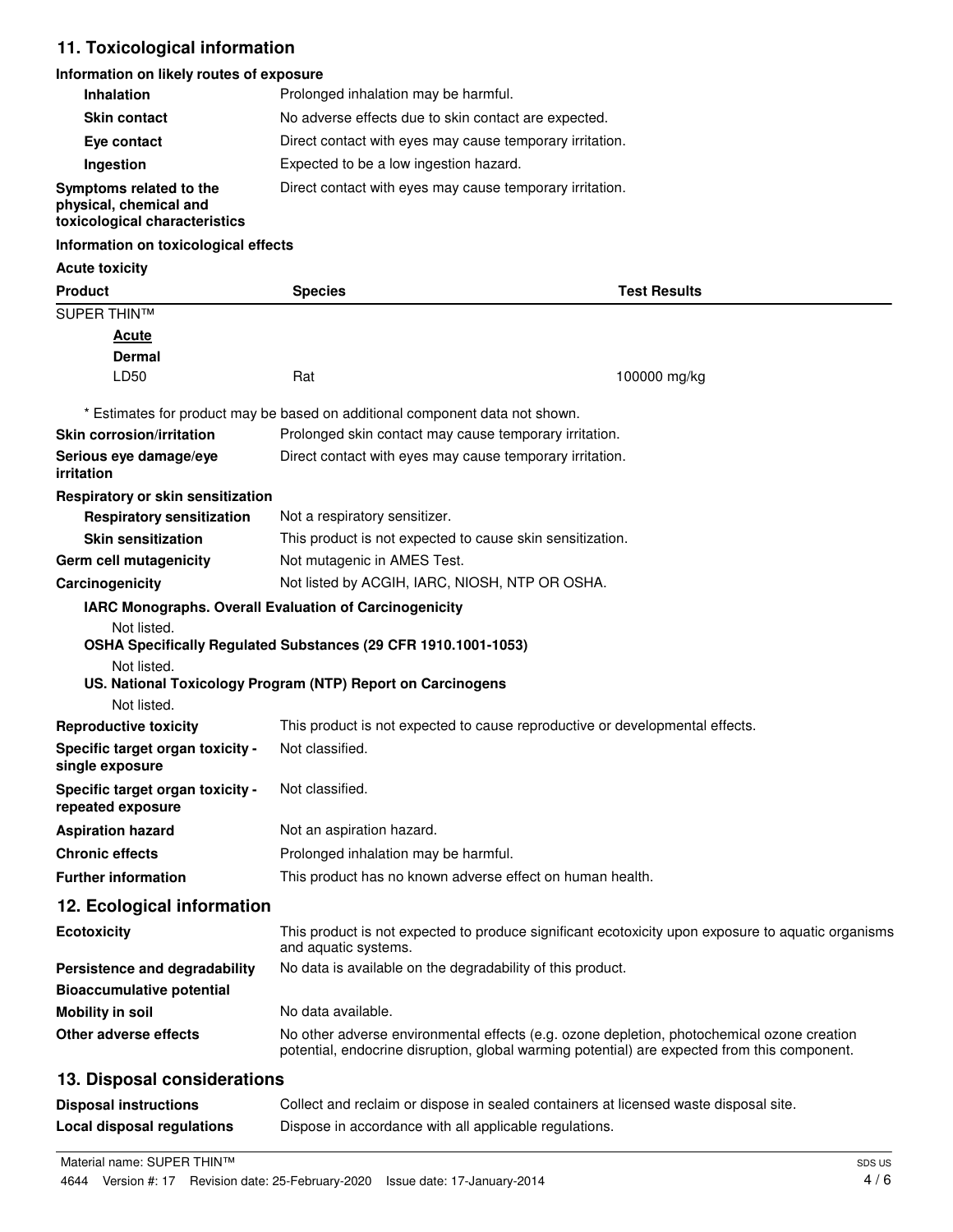## 11. Toxicological information

**Information on likely routes of exposure**

| | |
|---|---|
| **Inhalation** | Prolonged inhalation may be harmful. |
| **Skin contact** | No adverse effects due to skin contact are expected. |
| **Eye contact** | Direct contact with eyes may cause temporary irritation. |
| **Ingestion** | Expected to be a low ingestion hazard. |
| **Symptoms related to the physical, chemical and toxicological characteristics** | Direct contact with eyes may cause temporary irritation. |

**Information on toxicological effects**

**Acute toxicity**

| Product | Species | Test Results |
|---|---|---|
| SUPER THIN™ | | |
| **Acute** | | |
| **Dermal** | | |
| LD50 | Rat | 100000 mg/kg |

\* Estimates for product may be based on additional component data not shown.

| | |
|---|---|
| **Skin corrosion/irritation** | Prolonged skin contact may cause temporary irritation. |
| **Serious eye damage/eye irritation** | Direct contact with eyes may cause temporary irritation. |

**Respiratory or skin sensitization**

| | |
|---|---|
| **Respiratory sensitization** | Not a respiratory sensitizer. |
| **Skin sensitization** | This product is not expected to cause skin sensitization. |
| **Germ cell mutagenicity** | Not mutagenic in AMES Test. |
| **Carcinogenicity** | Not listed by ACGIH, IARC, NIOSH, NTP OR OSHA. |

**IARC Monographs. Overall Evaluation of Carcinogenicity**

Not listed.

**OSHA Specifically Regulated Substances (29 CFR 1910.1001-1053)**

Not listed.

**US. National Toxicology Program (NTP) Report on Carcinogens**

Not listed.

| | |
|---|---|
| **Reproductive toxicity** | This product is not expected to cause reproductive or developmental effects. |
| **Specific target organ toxicity - single exposure** | Not classified. |
| **Specific target organ toxicity - repeated exposure** | Not classified. |
| **Aspiration hazard** | Not an aspiration hazard. |
| **Chronic effects** | Prolonged inhalation may be harmful. |
| **Further information** | This product has no known adverse effect on human health. |

## 12. Ecological information

| | |
|---|---|
| **Ecotoxicity** | This product is not expected to produce significant ecotoxicity upon exposure to aquatic organisms and aquatic systems. |
| **Persistence and degradability** | No data is available on the degradability of this product. |
| **Bioaccumulative potential** | |
| **Mobility in soil** | No data available. |
| **Other adverse effects** | No other adverse environmental effects (e.g. ozone depletion, photochemical ozone creation potential, endocrine disruption, global warming potential) are expected from this component. |

## 13. Disposal considerations

| | |
|---|---|
| **Disposal instructions** | Collect and reclaim or dispose in sealed containers at licensed waste disposal site. |
| **Local disposal regulations** | Dispose in accordance with all applicable regulations. |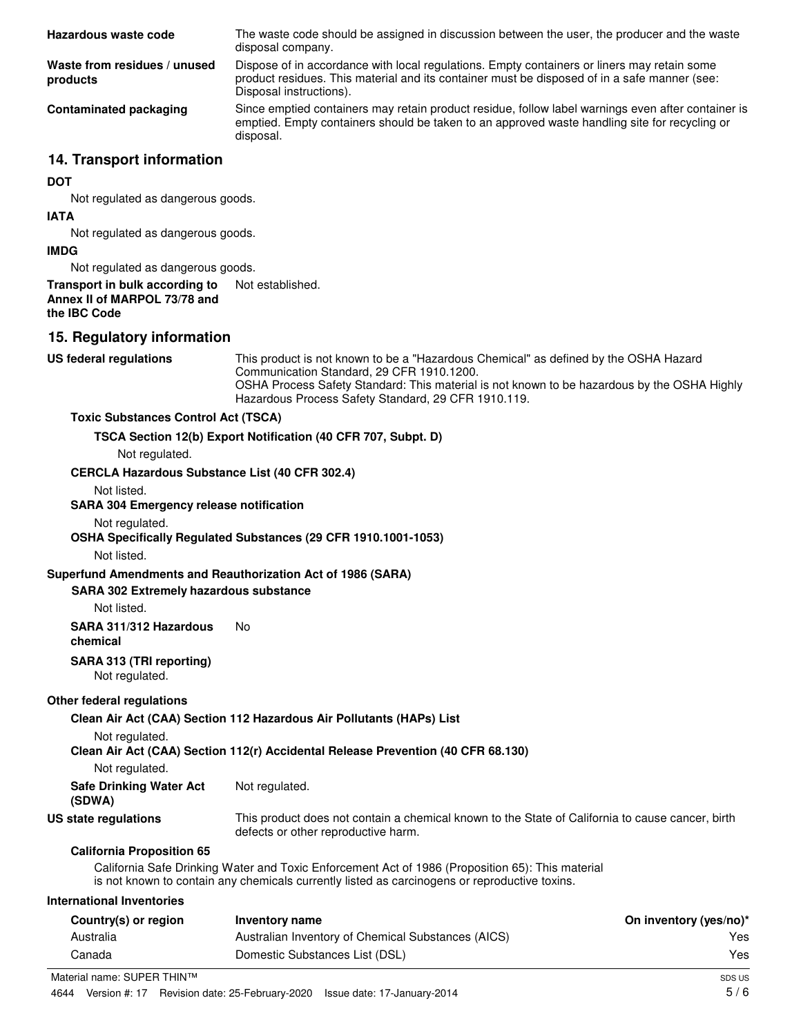| | |
|---|---|
| **Hazardous waste code** | The waste code should be assigned in discussion between the user, the producer and the waste disposal company. |
| **Waste from residues / unused products** | Dispose of in accordance with local regulations. Empty containers or liners may retain some product residues. This material and its container must be disposed of in a safe manner (see: Disposal instructions). |
| **Contaminated packaging** | Since emptied containers may retain product residue, follow label warnings even after container is emptied. Empty containers should be taken to an approved waste handling site for recycling or disposal. |

## 14. Transport information

**DOT**

Not regulated as dangerous goods.

**IATA**

Not regulated as dangerous goods.

**IMDG**

Not regulated as dangerous goods.

**Transport in bulk according to Annex II of MARPOL 73/78 and the IBC Code** Not established.

## 15. Regulatory information

**US federal regulations** This product is not known to be a "Hazardous Chemical" as defined by the OSHA Hazard Communication Standard, 29 CFR 1910.1200.
OSHA Process Safety Standard: This material is not known to be hazardous by the OSHA Highly Hazardous Process Safety Standard, 29 CFR 1910.119.

**Toxic Substances Control Act (TSCA)**

**TSCA Section 12(b) Export Notification (40 CFR 707, Subpt. D)**

Not regulated.

**CERCLA Hazardous Substance List (40 CFR 302.4)**

Not listed.

**SARA 304 Emergency release notification**

Not regulated.

**OSHA Specifically Regulated Substances (29 CFR 1910.1001-1053)**

Not listed.

**Superfund Amendments and Reauthorization Act of 1986 (SARA)**

**SARA 302 Extremely hazardous substance**

Not listed.

**SARA 311/312 Hazardous chemical** No

**SARA 313 (TRI reporting)**

Not regulated.

**Other federal regulations**

**Clean Air Act (CAA) Section 112 Hazardous Air Pollutants (HAPs) List**

Not regulated.

**Clean Air Act (CAA) Section 112(r) Accidental Release Prevention (40 CFR 68.130)**

Not regulated.

**Safe Drinking Water Act (SDWA)** Not regulated.

**US state regulations** This product does not contain a chemical known to the State of California to cause cancer, birth defects or other reproductive harm.

**California Proposition 65**

California Safe Drinking Water and Toxic Enforcement Act of 1986 (Proposition 65): This material is not known to contain any chemicals currently listed as carcinogens or reproductive toxins.

**International Inventories**

| Country(s) or region | Inventory name | On inventory (yes/no)* |
|---|---|---|
| Australia | Australian Inventory of Chemical Substances (AICS) | Yes |
| Canada | Domestic Substances List (DSL) | Yes |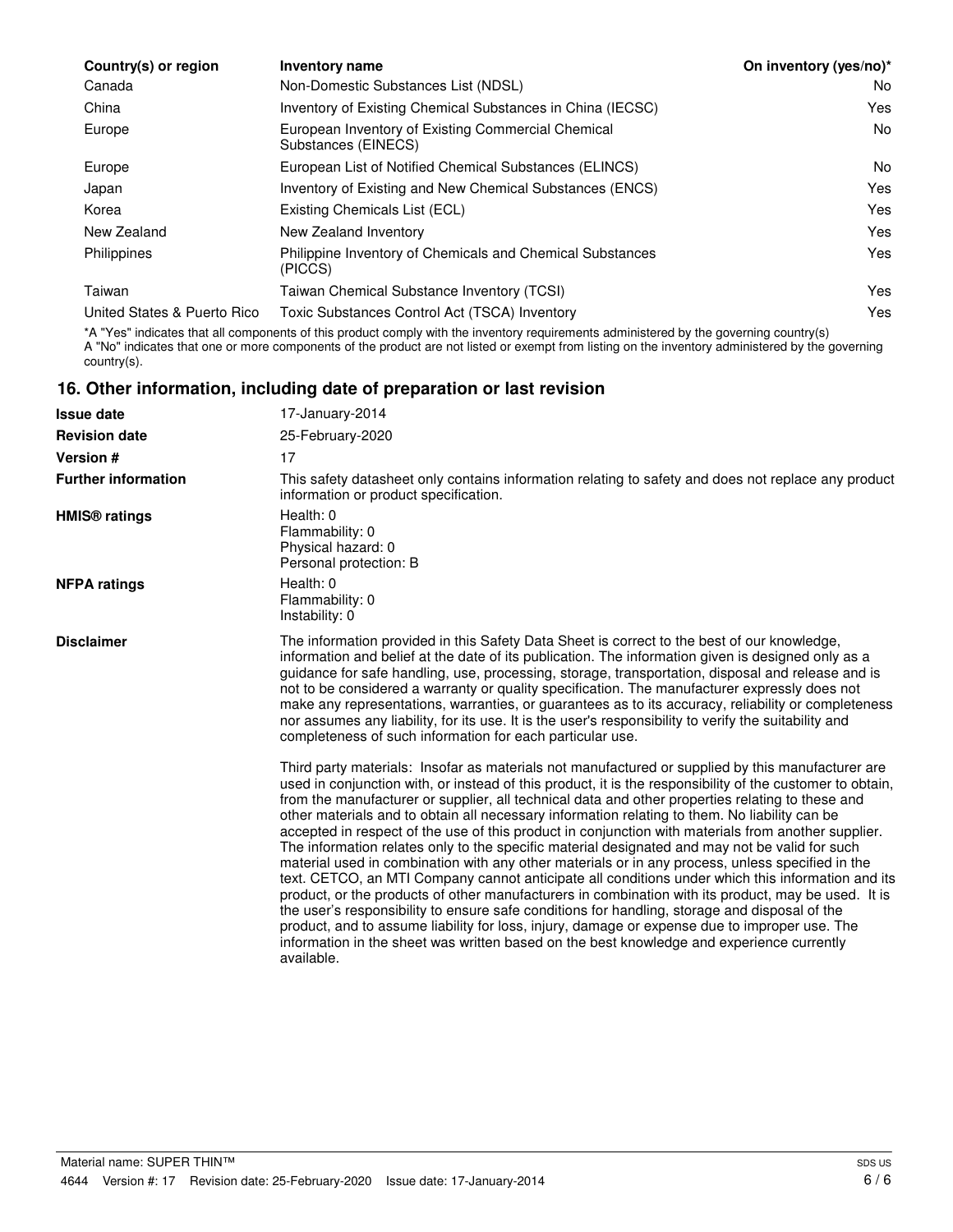| Country(s) or region | Inventory name | On inventory (yes/no)* |
| --- | --- | --- |
| Canada | Non-Domestic Substances List (NDSL) | No |
| China | Inventory of Existing Chemical Substances in China (IECSC) | Yes |
| Europe | European Inventory of Existing Commercial Chemical Substances (EINECS) | No |
| Europe | European List of Notified Chemical Substances (ELINCS) | No |
| Japan | Inventory of Existing and New Chemical Substances (ENCS) | Yes |
| Korea | Existing Chemicals List (ECL) | Yes |
| New Zealand | New Zealand Inventory | Yes |
| Philippines | Philippine Inventory of Chemicals and Chemical Substances (PICCS) | Yes |
| Taiwan | Taiwan Chemical Substance Inventory (TCSI) | Yes |
| United States & Puerto Rico | Toxic Substances Control Act (TSCA) Inventory | Yes |

*A "Yes" indicates that all components of this product comply with the inventory requirements administered by the governing country(s)
A "No" indicates that one or more components of the product are not listed or exempt from listing on the inventory administered by the governing country(s).

## 16. Other information, including date of preparation or last revision

**Issue date** 17-January-2014

**Revision date** 25-February-2020

**Version #** 17

**Further information** This safety datasheet only contains information relating to safety and does not replace any product information or product specification.

**HMIS® ratings**
Health: 0
Flammability: 0
Physical hazard: 0
Personal protection: B

**NFPA ratings**
Health: 0
Flammability: 0
Instability: 0

**Disclaimer** The information provided in this Safety Data Sheet is correct to the best of our knowledge, information and belief at the date of its publication. The information given is designed only as a guidance for safe handling, use, processing, storage, transportation, disposal and release and is not to be considered a warranty or quality specification. The manufacturer expressly does not make any representations, warranties, or guarantees as to its accuracy, reliability or completeness nor assumes any liability, for its use. It is the user's responsibility to verify the suitability and completeness of such information for each particular use.

Third party materials: Insofar as materials not manufactured or supplied by this manufacturer are used in conjunction with, or instead of this product, it is the responsibility of the customer to obtain, from the manufacturer or supplier, all technical data and other properties relating to these and other materials and to obtain all necessary information relating to them. No liability can be accepted in respect of the use of this product in conjunction with materials from another supplier. The information relates only to the specific material designated and may not be valid for such material used in combination with any other materials or in any process, unless specified in the text. CETCO, an MTI Company cannot anticipate all conditions under which this information and its product, or the products of other manufacturers in combination with its product, may be used. It is the user's responsibility to ensure safe conditions for handling, storage and disposal of the product, and to assume liability for loss, injury, damage or expense due to improper use. The information in the sheet was written based on the best knowledge and experience currently available.